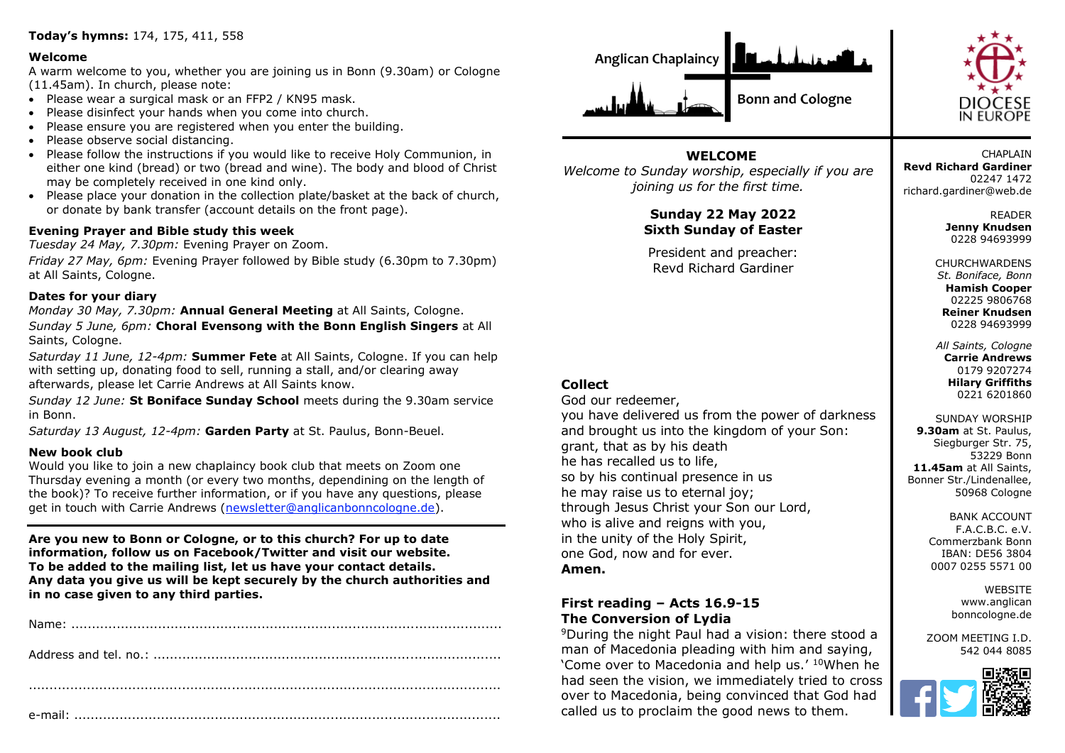**Today's hymns:** 174, 175, 411, 558

**Welcome**

A warm welcome to you, whether you are joining us in Bonn (9.30am) or Cologne (11.45am). In church, please note:

- Please wear a surgical mask or an FFP2 / KN95 mask.
- Please disinfect your hands when you come into church.
- Please ensure you are registered when you enter the building.
- Please observe social distancing.
- Please follow the instructions if you would like to receive Holy Communion, in either one kind (bread) or two (bread and wine). The body and blood of Christ may be completely received in one kind only.
- Please place your donation in the collection plate/basket at the back of church, or donate by bank transfer (account details on the front page).

**Evening Prayer and Bible study this week**

*Tuesday 24 May, 7.30pm:* Evening Prayer on Zoom.

*Friday 27 May, 6pm:* Evening Prayer followed by Bible study (6.30pm to 7.30pm) at All Saints, Cologne.

**Dates for your diary**

*Monday 30 May, 7.30pm:* **Annual General Meeting** at All Saints, Cologne.

*Sunday 5 June, 6pm:* **Choral Evensong with the Bonn English Singers** at All Saints, Cologne.

*Saturday 11 June, 12-4pm:* **Summer Fete** at All Saints, Cologne. If you can help with setting up, donating food to sell, running a stall, and/or clearing away afterwards, please let Carrie Andrews at All Saints know.

*Sunday 12 June:* **St Boniface Sunday School** meets during the 9.30am service in Bonn.

*Saturday 13 August, 12-4pm:* **Garden Party** at St. Paulus, Bonn-Beuel.

**New book club**

Would you like to join a new chaplaincy book club that meets on Zoom one Thursday evening a month (or every two months, depending on the length of the book)? To receive further information, or if you have any questions, please get in touch with Carrie Andrews (newsletter@anglicanbonncologne.de).

---

**Are you new to Bonn or Cologne, or to this church? For up to date information, follow us on Facebook/Twitter and visit our website. To be added to the mailing list, let us have your contact details. Any data you give us will be kept securely by the church authorities and in no case given to any third parties.**

Name: ..........................................................................................................

Address and tel. no.: ....................................................................................

..................................................................................................................

e-mail: ........................................................................................................

Anglican Chaplaincy Bonn and Cologne

DIOCESE IN EUROPE

## WELCOME

*Welcome to Sunday worship, especially if you are joining us for the first time.*

**Sunday 22 May 2022**
**Sixth Sunday of Easter**

President and preacher:
Revd Richard Gardiner

### Collect

God our redeemer,
you have delivered us from the power of darkness
and brought us into the kingdom of your Son:
grant, that as by his death
he has recalled us to life,
so by his continual presence in us
he may raise us to eternal joy;
through Jesus Christ your Son our Lord,
who is alive and reigns with you,
in the unity of the Holy Spirit,
one God, now and for ever.
**Amen.**

### First reading – Acts 16.9-15
### The Conversion of Lydia

[9]During the night Paul had a vision: there stood a man of Macedonia pleading with him and saying, 'Come over to Macedonia and help us.' [10]When he had seen the vision, we immediately tried to cross over to Macedonia, being convinced that God had called us to proclaim the good news to them.

CHAPLAIN
**Revd Richard Gardiner**
02247 1472
richard.gardiner@web.de

READER
**Jenny Knudsen**
0228 94693999

CHURCHWARDENS
*St. Boniface, Bonn*
**Hamish Cooper**
02225 9806768
**Reiner Knudsen**
0228 94693999

*All Saints, Cologne*
**Carrie Andrews**
0179 9207274
**Hilary Griffiths**
0221 6201860

SUNDAY WORSHIP
**9.30am** at St. Paulus, Siegburger Str. 75, 53229 Bonn
**11.45am** at All Saints, Bonner Str./Lindenallee, 50968 Cologne

BANK ACCOUNT
F.A.C.B.C. e.V.
Commerzbank Bonn
IBAN: DE56 3804 0007 0255 5571 00

WEBSITE
www.anglicanbonncologne.de

ZOOM MEETING I.D.
542 044 8085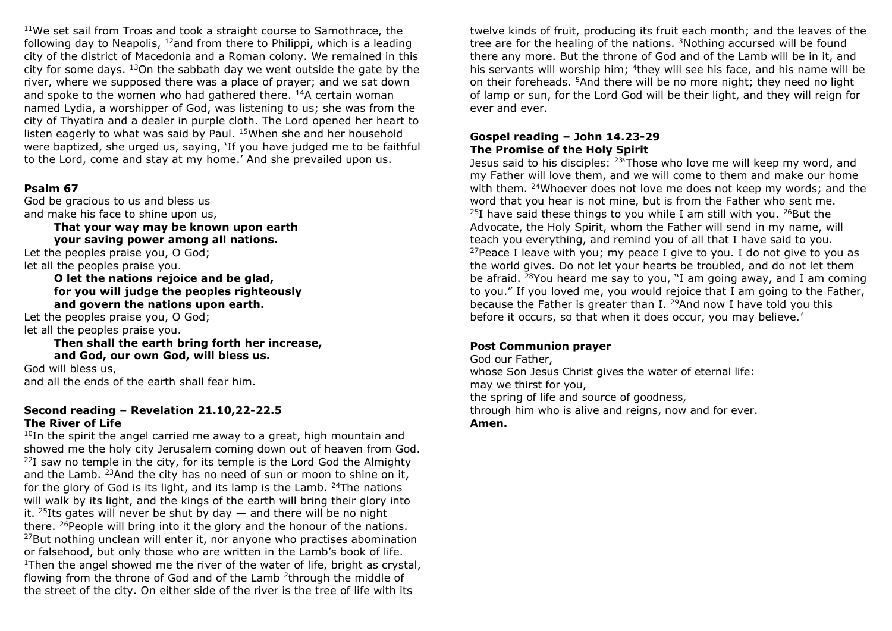[11]We set sail from Troas and took a straight course to Samothrace, the following day to Neapolis, [12]and from there to Philippi, which is a leading city of the district of Macedonia and a Roman colony. We remained in this city for some days. [13]On the sabbath day we went outside the gate by the river, where we supposed there was a place of prayer; and we sat down and spoke to the women who had gathered there. [14]A certain woman named Lydia, a worshipper of God, was listening to us; she was from the city of Thyatira and a dealer in purple cloth. The Lord opened her heart to listen eagerly to what was said by Paul. [15]When she and her household were baptized, she urged us, saying, 'If you have judged me to be faithful to the Lord, come and stay at my home.' And she prevailed upon us.

**Psalm 67**

God be gracious to us and bless us
and make his face to shine upon us,

**That your way may be known upon earth**
**your saving power among all nations.**

Let the peoples praise you, O God;
let all the peoples praise you.

**O let the nations rejoice and be glad,**
**for you will judge the peoples righteously**
**and govern the nations upon earth.**

Let the peoples praise you, O God;
let all the peoples praise you.

**Then shall the earth bring forth her increase,**
**and God, our own God, will bless us.**

God will bless us,
and all the ends of the earth shall fear him.

**Second reading – Revelation 21.10,22-22.5**
**The River of Life**

[10]In the spirit the angel carried me away to a great, high mountain and showed me the holy city Jerusalem coming down out of heaven from God. [22]I saw no temple in the city, for its temple is the Lord God the Almighty and the Lamb. [23]And the city has no need of sun or moon to shine on it, for the glory of God is its light, and its lamp is the Lamb. [24]The nations will walk by its light, and the kings of the earth will bring their glory into it. [25]Its gates will never be shut by day — and there will be no night there. [26]People will bring into it the glory and the honour of the nations. [27]But nothing unclean will enter it, nor anyone who practises abomination or falsehood, but only those who are written in the Lamb's book of life. [1]Then the angel showed me the river of the water of life, bright as crystal, flowing from the throne of God and of the Lamb [2]through the middle of the street of the city. On either side of the river is the tree of life with its twelve kinds of fruit, producing its fruit each month; and the leaves of the tree are for the healing of the nations. [3]Nothing accursed will be found there any more. But the throne of God and of the Lamb will be in it, and his servants will worship him; [4]they will see his face, and his name will be on their foreheads. [5]And there will be no more night; they need no light of lamp or sun, for the Lord God will be their light, and they will reign for ever and ever.

**Gospel reading – John 14.23-29**
**The Promise of the Holy Spirit**

Jesus said to his disciples: [23]'Those who love me will keep my word, and my Father will love them, and we will come to them and make our home with them. [24]Whoever does not love me does not keep my words; and the word that you hear is not mine, but is from the Father who sent me. [25]I have said these things to you while I am still with you. [26]But the Advocate, the Holy Spirit, whom the Father will send in my name, will teach you everything, and remind you of all that I have said to you. [27]Peace I leave with you; my peace I give to you. I do not give to you as the world gives. Do not let your hearts be troubled, and do not let them be afraid. [28]You heard me say to you, "I am going away, and I am coming to you." If you loved me, you would rejoice that I am going to the Father, because the Father is greater than I. [29]And now I have told you this before it occurs, so that when it does occur, you may believe.'

**Post Communion prayer**

God our Father,
whose Son Jesus Christ gives the water of eternal life:
may we thirst for you,
the spring of life and source of goodness,
through him who is alive and reigns, now and for ever.
**Amen.**